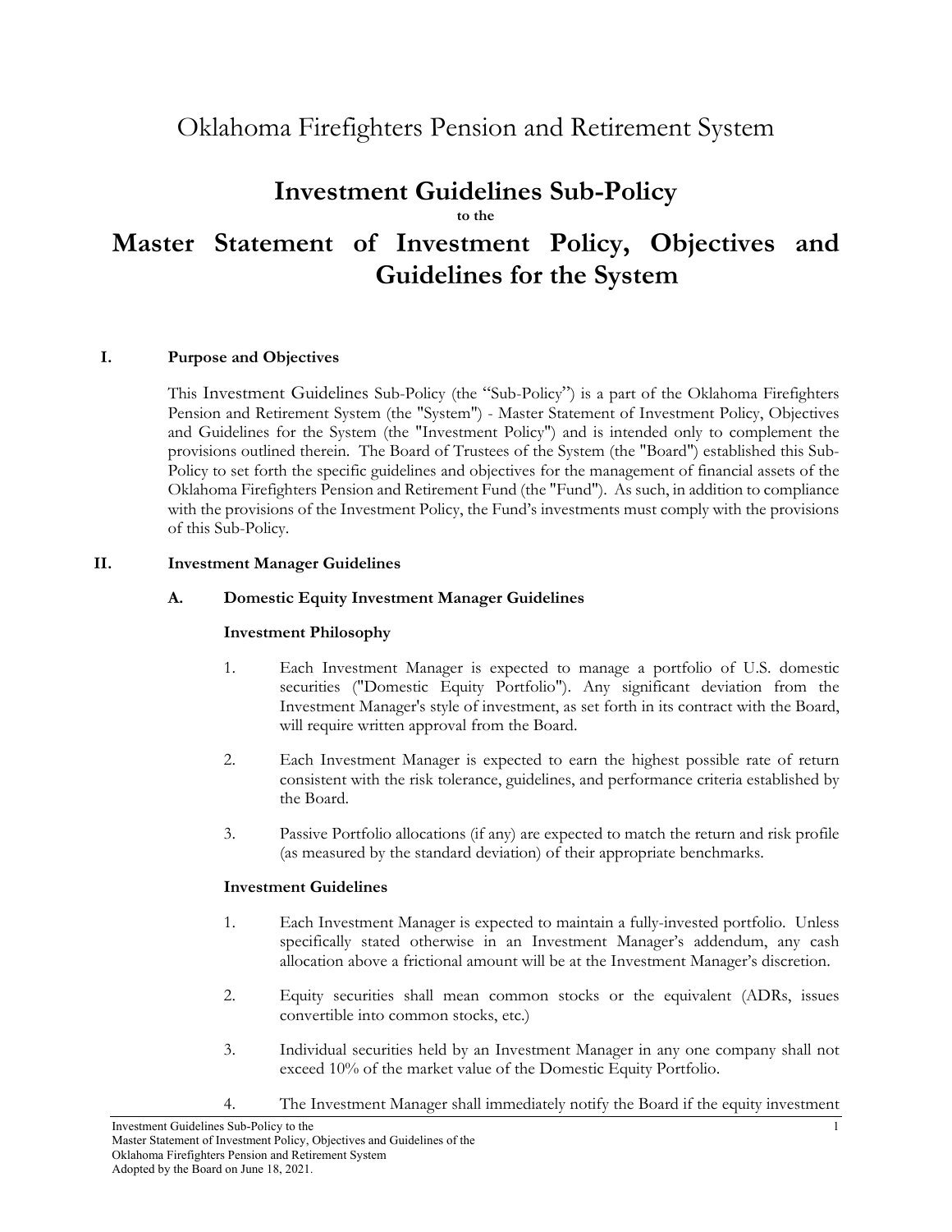# Oklahoma Firefighters Pension and Retirement System

## Investment Guidelines Sub-Policy

to the

## Master Statement of Investment Policy, Objectives and Guidelines for the System

### I. Purpose and Objectives

This Investment Guidelines Sub-Policy (the "Sub-Policy") is a part of the Oklahoma Firefighters Pension and Retirement System (the "System") - Master Statement of Investment Policy, Objectives and Guidelines for the System (the "Investment Policy") and is intended only to complement the provisions outlined therein. The Board of Trustees of the System (the "Board") established this Sub-Policy to set forth the specific guidelines and objectives for the management of financial assets of the Oklahoma Firefighters Pension and Retirement Fund (the "Fund"). As such, in addition to compliance with the provisions of the Investment Policy, the Fund's investments must comply with the provisions of this Sub-Policy.

### II. Investment Manager Guidelines

#### A. Domestic Equity Investment Manager Guidelines

**Investment Philosophy**

1. Each Investment Manager is expected to manage a portfolio of U.S. domestic securities ("Domestic Equity Portfolio"). Any significant deviation from the Investment Manager's style of investment, as set forth in its contract with the Board, will require written approval from the Board.

2. Each Investment Manager is expected to earn the highest possible rate of return consistent with the risk tolerance, guidelines, and performance criteria established by the Board.

3. Passive Portfolio allocations (if any) are expected to match the return and risk profile (as measured by the standard deviation) of their appropriate benchmarks.

**Investment Guidelines**

1. Each Investment Manager is expected to maintain a fully-invested portfolio. Unless specifically stated otherwise in an Investment Manager's addendum, any cash allocation above a frictional amount will be at the Investment Manager's discretion.

2. Equity securities shall mean common stocks or the equivalent (ADRs, issues convertible into common stocks, etc.)

3. Individual securities held by an Investment Manager in any one company shall not exceed 10% of the market value of the Domestic Equity Portfolio.

4. The Investment Manager shall immediately notify the Board if the equity investment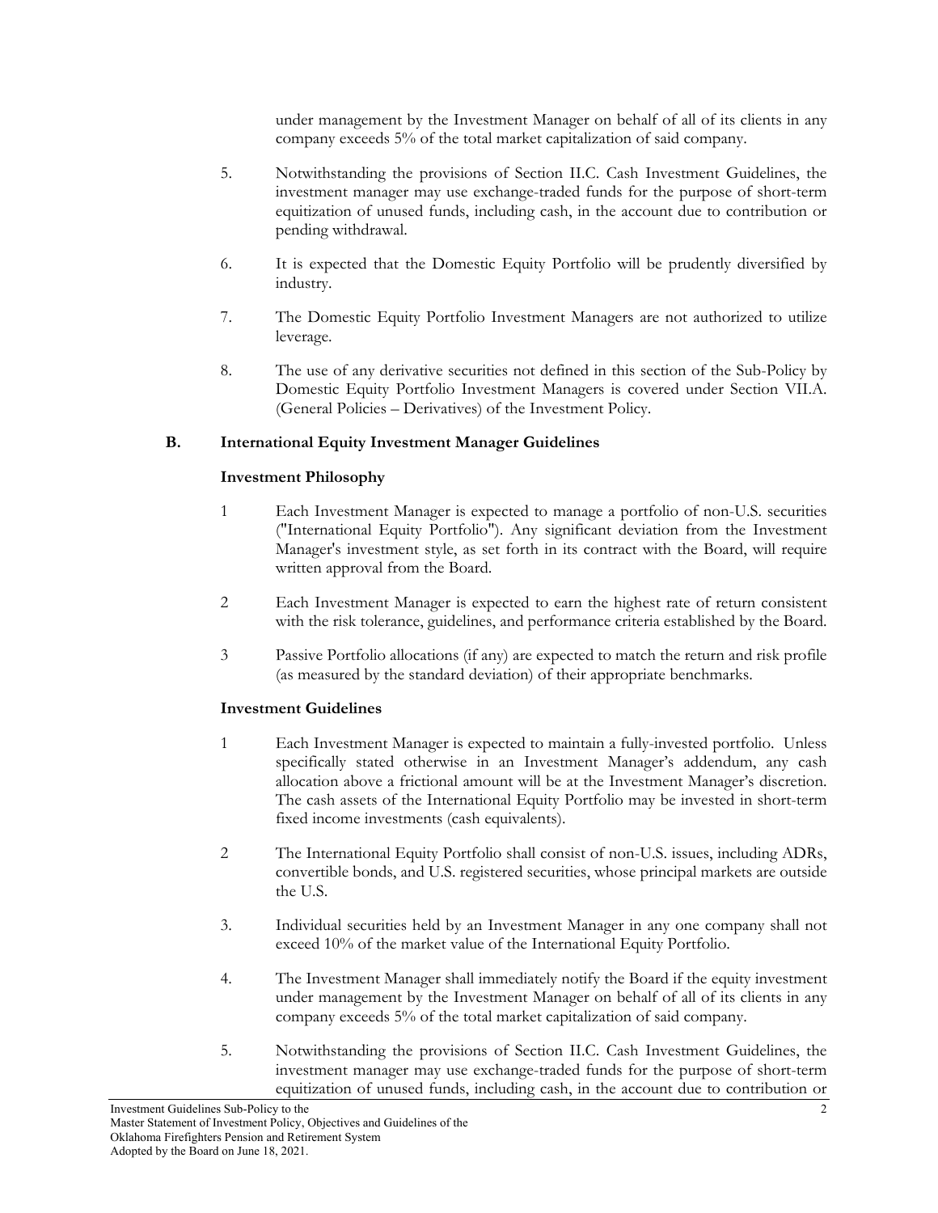under management by the Investment Manager on behalf of all of its clients in any company exceeds 5% of the total market capitalization of said company.

5. Notwithstanding the provisions of Section II.C. Cash Investment Guidelines, the investment manager may use exchange-traded funds for the purpose of short-term equitization of unused funds, including cash, in the account due to contribution or pending withdrawal.

6. It is expected that the Domestic Equity Portfolio will be prudently diversified by industry.

7. The Domestic Equity Portfolio Investment Managers are not authorized to utilize leverage.

8. The use of any derivative securities not defined in this section of the Sub-Policy by Domestic Equity Portfolio Investment Managers is covered under Section VII.A. (General Policies – Derivatives) of the Investment Policy.

### B. International Equity Investment Manager Guidelines

**Investment Philosophy**

1 Each Investment Manager is expected to manage a portfolio of non-U.S. securities ("International Equity Portfolio"). Any significant deviation from the Investment Manager's investment style, as set forth in its contract with the Board, will require written approval from the Board.

2 Each Investment Manager is expected to earn the highest rate of return consistent with the risk tolerance, guidelines, and performance criteria established by the Board.

3 Passive Portfolio allocations (if any) are expected to match the return and risk profile (as measured by the standard deviation) of their appropriate benchmarks.

**Investment Guidelines**

1 Each Investment Manager is expected to maintain a fully-invested portfolio. Unless specifically stated otherwise in an Investment Manager's addendum, any cash allocation above a frictional amount will be at the Investment Manager's discretion. The cash assets of the International Equity Portfolio may be invested in short-term fixed income investments (cash equivalents).

2 The International Equity Portfolio shall consist of non-U.S. issues, including ADRs, convertible bonds, and U.S. registered securities, whose principal markets are outside the U.S.

3. Individual securities held by an Investment Manager in any one company shall not exceed 10% of the market value of the International Equity Portfolio.

4. The Investment Manager shall immediately notify the Board if the equity investment under management by the Investment Manager on behalf of all of its clients in any company exceeds 5% of the total market capitalization of said company.

5. Notwithstanding the provisions of Section II.C. Cash Investment Guidelines, the investment manager may use exchange-traded funds for the purpose of short-term equitization of unused funds, including cash, in the account due to contribution or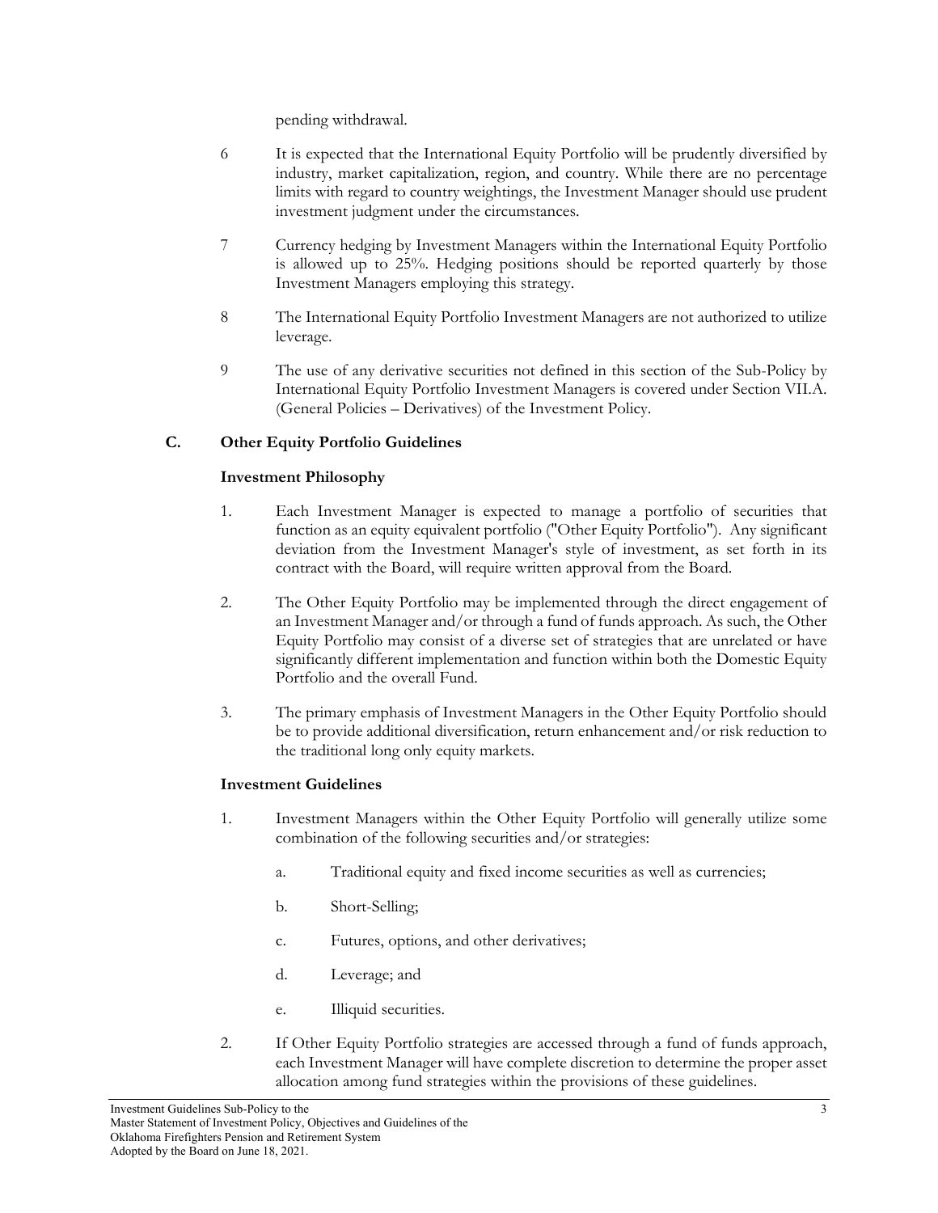pending withdrawal.

6 It is expected that the International Equity Portfolio will be prudently diversified by industry, market capitalization, region, and country. While there are no percentage limits with regard to country weightings, the Investment Manager should use prudent investment judgment under the circumstances.

7 Currency hedging by Investment Managers within the International Equity Portfolio is allowed up to 25%. Hedging positions should be reported quarterly by those Investment Managers employing this strategy.

8 The International Equity Portfolio Investment Managers are not authorized to utilize leverage.

9 The use of any derivative securities not defined in this section of the Sub-Policy by International Equity Portfolio Investment Managers is covered under Section VII.A. (General Policies – Derivatives) of the Investment Policy.

### C. Other Equity Portfolio Guidelines

**Investment Philosophy**

1. Each Investment Manager is expected to manage a portfolio of securities that function as an equity equivalent portfolio ("Other Equity Portfolio"). Any significant deviation from the Investment Manager's style of investment, as set forth in its contract with the Board, will require written approval from the Board.

2. The Other Equity Portfolio may be implemented through the direct engagement of an Investment Manager and/or through a fund of funds approach. As such, the Other Equity Portfolio may consist of a diverse set of strategies that are unrelated or have significantly different implementation and function within both the Domestic Equity Portfolio and the overall Fund.

3. The primary emphasis of Investment Managers in the Other Equity Portfolio should be to provide additional diversification, return enhancement and/or risk reduction to the traditional long only equity markets.

**Investment Guidelines**

1. Investment Managers within the Other Equity Portfolio will generally utilize some combination of the following securities and/or strategies:

   a. Traditional equity and fixed income securities as well as currencies;

   b. Short-Selling;

   c. Futures, options, and other derivatives;

   d. Leverage; and

   e. Illiquid securities.

2. If Other Equity Portfolio strategies are accessed through a fund of funds approach, each Investment Manager will have complete discretion to determine the proper asset allocation among fund strategies within the provisions of these guidelines.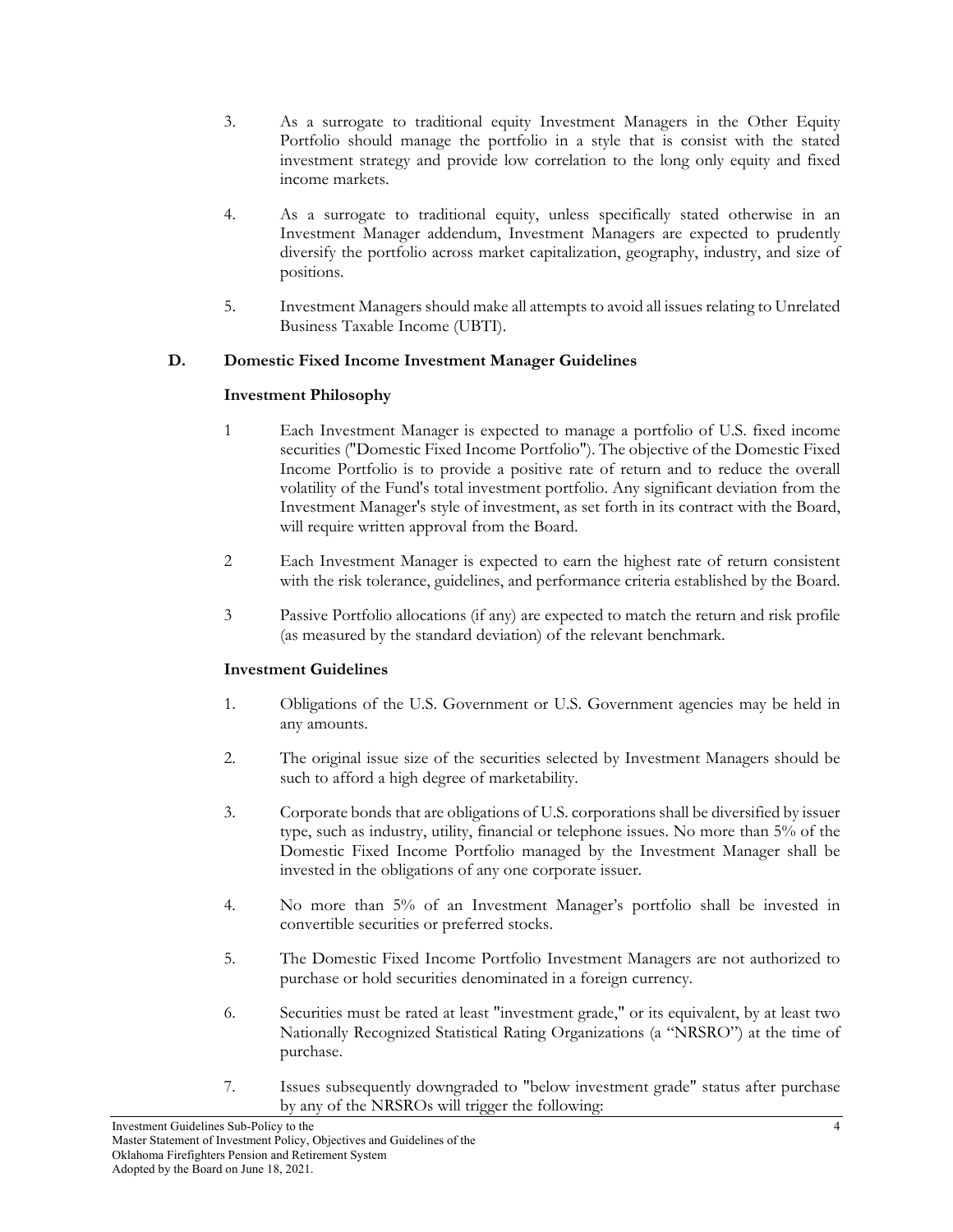3. As a surrogate to traditional equity Investment Managers in the Other Equity Portfolio should manage the portfolio in a style that is consist with the stated investment strategy and provide low correlation to the long only equity and fixed income markets.

4. As a surrogate to traditional equity, unless specifically stated otherwise in an Investment Manager addendum, Investment Managers are expected to prudently diversify the portfolio across market capitalization, geography, industry, and size of positions.

5. Investment Managers should make all attempts to avoid all issues relating to Unrelated Business Taxable Income (UBTI).

## D. Domestic Fixed Income Investment Manager Guidelines

### Investment Philosophy

1 Each Investment Manager is expected to manage a portfolio of U.S. fixed income securities ("Domestic Fixed Income Portfolio"). The objective of the Domestic Fixed Income Portfolio is to provide a positive rate of return and to reduce the overall volatility of the Fund's total investment portfolio. Any significant deviation from the Investment Manager's style of investment, as set forth in its contract with the Board, will require written approval from the Board.

2 Each Investment Manager is expected to earn the highest rate of return consistent with the risk tolerance, guidelines, and performance criteria established by the Board.

3 Passive Portfolio allocations (if any) are expected to match the return and risk profile (as measured by the standard deviation) of the relevant benchmark.

### Investment Guidelines

1. Obligations of the U.S. Government or U.S. Government agencies may be held in any amounts.

2. The original issue size of the securities selected by Investment Managers should be such to afford a high degree of marketability.

3. Corporate bonds that are obligations of U.S. corporations shall be diversified by issuer type, such as industry, utility, financial or telephone issues. No more than 5% of the Domestic Fixed Income Portfolio managed by the Investment Manager shall be invested in the obligations of any one corporate issuer.

4. No more than 5% of an Investment Manager's portfolio shall be invested in convertible securities or preferred stocks.

5. The Domestic Fixed Income Portfolio Investment Managers are not authorized to purchase or hold securities denominated in a foreign currency.

6. Securities must be rated at least "investment grade," or its equivalent, by at least two Nationally Recognized Statistical Rating Organizations (a "NRSRO") at the time of purchase.

7. Issues subsequently downgraded to "below investment grade" status after purchase by any of the NRSROs will trigger the following: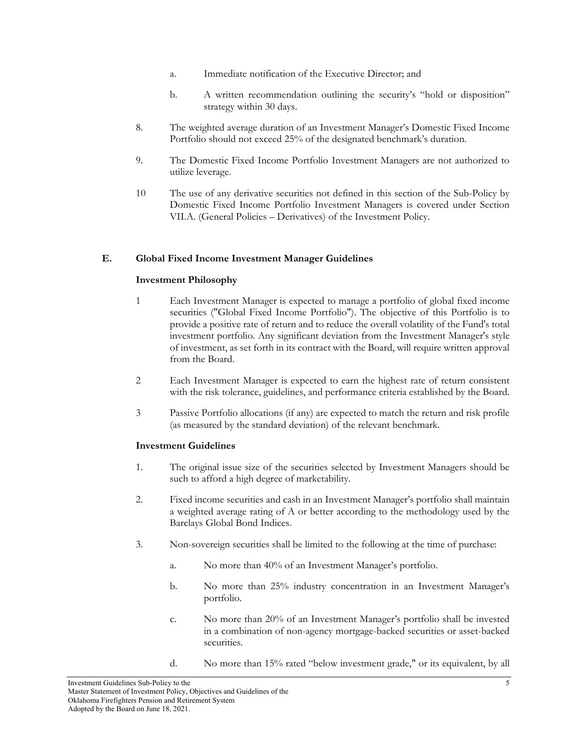a. Immediate notification of the Executive Director; and

b. A written recommendation outlining the security's "hold or disposition" strategy within 30 days.

8. The weighted average duration of an Investment Manager's Domestic Fixed Income Portfolio should not exceed 25% of the designated benchmark's duration.

9. The Domestic Fixed Income Portfolio Investment Managers are not authorized to utilize leverage.

10 The use of any derivative securities not defined in this section of the Sub-Policy by Domestic Fixed Income Portfolio Investment Managers is covered under Section VII.A. (General Policies – Derivatives) of the Investment Policy.

## E. Global Fixed Income Investment Manager Guidelines

**Investment Philosophy**

1 Each Investment Manager is expected to manage a portfolio of global fixed income securities ("Global Fixed Income Portfolio"). The objective of this Portfolio is to provide a positive rate of return and to reduce the overall volatility of the Fund's total investment portfolio. Any significant deviation from the Investment Manager's style of investment, as set forth in its contract with the Board, will require written approval from the Board.

2 Each Investment Manager is expected to earn the highest rate of return consistent with the risk tolerance, guidelines, and performance criteria established by the Board.

3 Passive Portfolio allocations (if any) are expected to match the return and risk profile (as measured by the standard deviation) of the relevant benchmark.

**Investment Guidelines**

1. The original issue size of the securities selected by Investment Managers should be such to afford a high degree of marketability.

2. Fixed income securities and cash in an Investment Manager's portfolio shall maintain a weighted average rating of A or better according to the methodology used by the Barclays Global Bond Indices.

3. Non-sovereign securities shall be limited to the following at the time of purchase:

   a. No more than 40% of an Investment Manager's portfolio.

   b. No more than 25% industry concentration in an Investment Manager's portfolio.

   c. No more than 20% of an Investment Manager's portfolio shall be invested in a combination of non-agency mortgage-backed securities or asset-backed securities.

   d. No more than 15% rated "below investment grade," or its equivalent, by all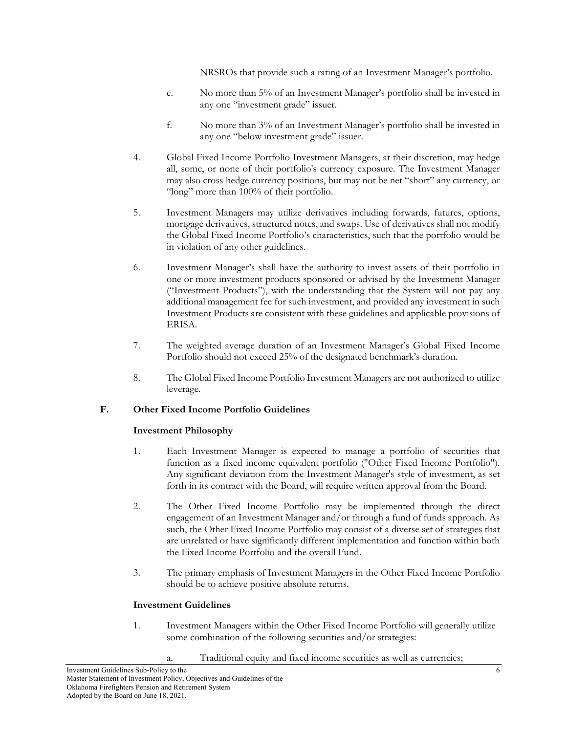NRSROs that provide such a rating of an Investment Manager's portfolio.

e. No more than 5% of an Investment Manager's portfolio shall be invested in any one "investment grade" issuer.

f. No more than 3% of an Investment Manager's portfolio shall be invested in any one "below investment grade" issuer.

4. Global Fixed Income Portfolio Investment Managers, at their discretion, may hedge all, some, or none of their portfolio's currency exposure. The Investment Manager may also cross hedge currency positions, but may not be net "short" any currency, or "long" more than 100% of their portfolio.

5. Investment Managers may utilize derivatives including forwards, futures, options, mortgage derivatives, structured notes, and swaps. Use of derivatives shall not modify the Global Fixed Income Portfolio's characteristics, such that the portfolio would be in violation of any other guidelines.

6. Investment Manager's shall have the authority to invest assets of their portfolio in one or more investment products sponsored or advised by the Investment Manager ("Investment Products"), with the understanding that the System will not pay any additional management fee for such investment, and provided any investment in such Investment Products are consistent with these guidelines and applicable provisions of ERISA.

7. The weighted average duration of an Investment Manager's Global Fixed Income Portfolio should not exceed 25% of the designated benchmark's duration.

8. The Global Fixed Income Portfolio Investment Managers are not authorized to utilize leverage.

## F. Other Fixed Income Portfolio Guidelines

### Investment Philosophy

1. Each Investment Manager is expected to manage a portfolio of securities that function as a fixed income equivalent portfolio ("Other Fixed Income Portfolio"). Any significant deviation from the Investment Manager's style of investment, as set forth in its contract with the Board, will require written approval from the Board.

2. The Other Fixed Income Portfolio may be implemented through the direct engagement of an Investment Manager and/or through a fund of funds approach. As such, the Other Fixed Income Portfolio may consist of a diverse set of strategies that are unrelated or have significantly different implementation and function within both the Fixed Income Portfolio and the overall Fund.

3. The primary emphasis of Investment Managers in the Other Fixed Income Portfolio should be to achieve positive absolute returns.

### Investment Guidelines

1. Investment Managers within the Other Fixed Income Portfolio will generally utilize some combination of the following securities and/or strategies:

   a. Traditional equity and fixed income securities as well as currencies;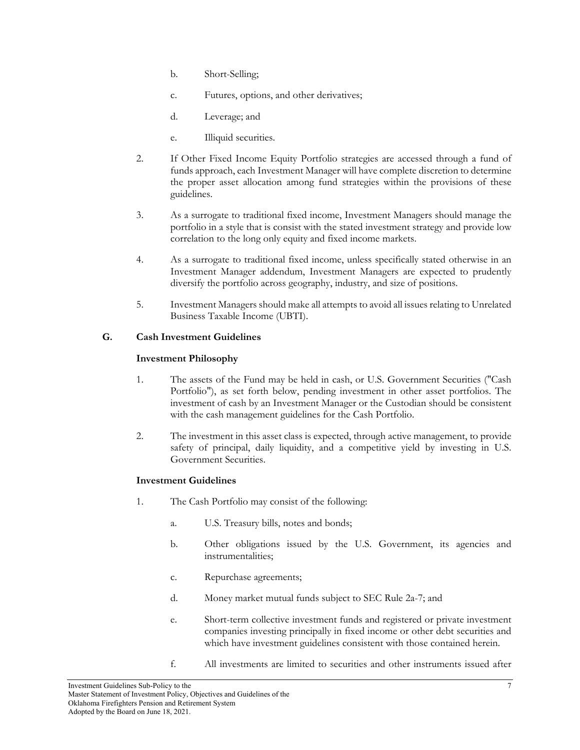b. Short-Selling;

c. Futures, options, and other derivatives;

d. Leverage; and

e. Illiquid securities.

2. If Other Fixed Income Equity Portfolio strategies are accessed through a fund of funds approach, each Investment Manager will have complete discretion to determine the proper asset allocation among fund strategies within the provisions of these guidelines.

3. As a surrogate to traditional fixed income, Investment Managers should manage the portfolio in a style that is consist with the stated investment strategy and provide low correlation to the long only equity and fixed income markets.

4. As a surrogate to traditional fixed income, unless specifically stated otherwise in an Investment Manager addendum, Investment Managers are expected to prudently diversify the portfolio across geography, industry, and size of positions.

5. Investment Managers should make all attempts to avoid all issues relating to Unrelated Business Taxable Income (UBTI).

## G. Cash Investment Guidelines

### Investment Philosophy

1. The assets of the Fund may be held in cash, or U.S. Government Securities ("Cash Portfolio"), as set forth below, pending investment in other asset portfolios. The investment of cash by an Investment Manager or the Custodian should be consistent with the cash management guidelines for the Cash Portfolio.

2. The investment in this asset class is expected, through active management, to provide safety of principal, daily liquidity, and a competitive yield by investing in U.S. Government Securities.

### Investment Guidelines

1. The Cash Portfolio may consist of the following:

   a. U.S. Treasury bills, notes and bonds;

   b. Other obligations issued by the U.S. Government, its agencies and instrumentalities;

   c. Repurchase agreements;

   d. Money market mutual funds subject to SEC Rule 2a-7; and

   e. Short-term collective investment funds and registered or private investment companies investing principally in fixed income or other debt securities and which have investment guidelines consistent with those contained herein.

   f. All investments are limited to securities and other instruments issued after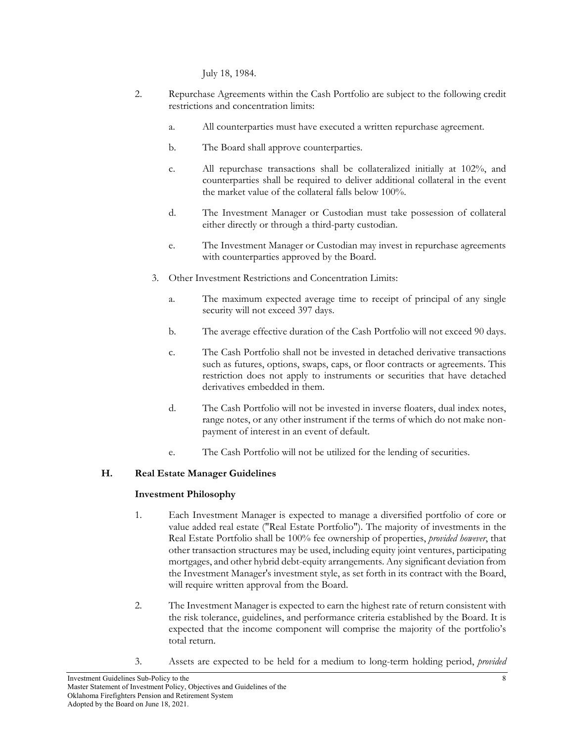July 18, 1984.

2. Repurchase Agreements within the Cash Portfolio are subject to the following credit restrictions and concentration limits:

   a. All counterparties must have executed a written repurchase agreement.

   b. The Board shall approve counterparties.

   c. All repurchase transactions shall be collateralized initially at 102%, and counterparties shall be required to deliver additional collateral in the event the market value of the collateral falls below 100%.

   d. The Investment Manager or Custodian must take possession of collateral either directly or through a third-party custodian.

   e. The Investment Manager or Custodian may invest in repurchase agreements with counterparties approved by the Board.

3. Other Investment Restrictions and Concentration Limits:

   a. The maximum expected average time to receipt of principal of any single security will not exceed 397 days.

   b. The average effective duration of the Cash Portfolio will not exceed 90 days.

   c. The Cash Portfolio shall not be invested in detached derivative transactions such as futures, options, swaps, caps, or floor contracts or agreements. This restriction does not apply to instruments or securities that have detached derivatives embedded in them.

   d. The Cash Portfolio will not be invested in inverse floaters, dual index notes, range notes, or any other instrument if the terms of which do not make non-payment of interest in an event of default.

   e. The Cash Portfolio will not be utilized for the lending of securities.

## H. Real Estate Manager Guidelines

### Investment Philosophy

1. Each Investment Manager is expected to manage a diversified portfolio of core or value added real estate ("Real Estate Portfolio"). The majority of investments in the Real Estate Portfolio shall be 100% fee ownership of properties, *provided however*, that other transaction structures may be used, including equity joint ventures, participating mortgages, and other hybrid debt-equity arrangements. Any significant deviation from the Investment Manager's investment style, as set forth in its contract with the Board, will require written approval from the Board.

2. The Investment Manager is expected to earn the highest rate of return consistent with the risk tolerance, guidelines, and performance criteria established by the Board. It is expected that the income component will comprise the majority of the portfolio's total return.

3. Assets are expected to be held for a medium to long-term holding period, *provided*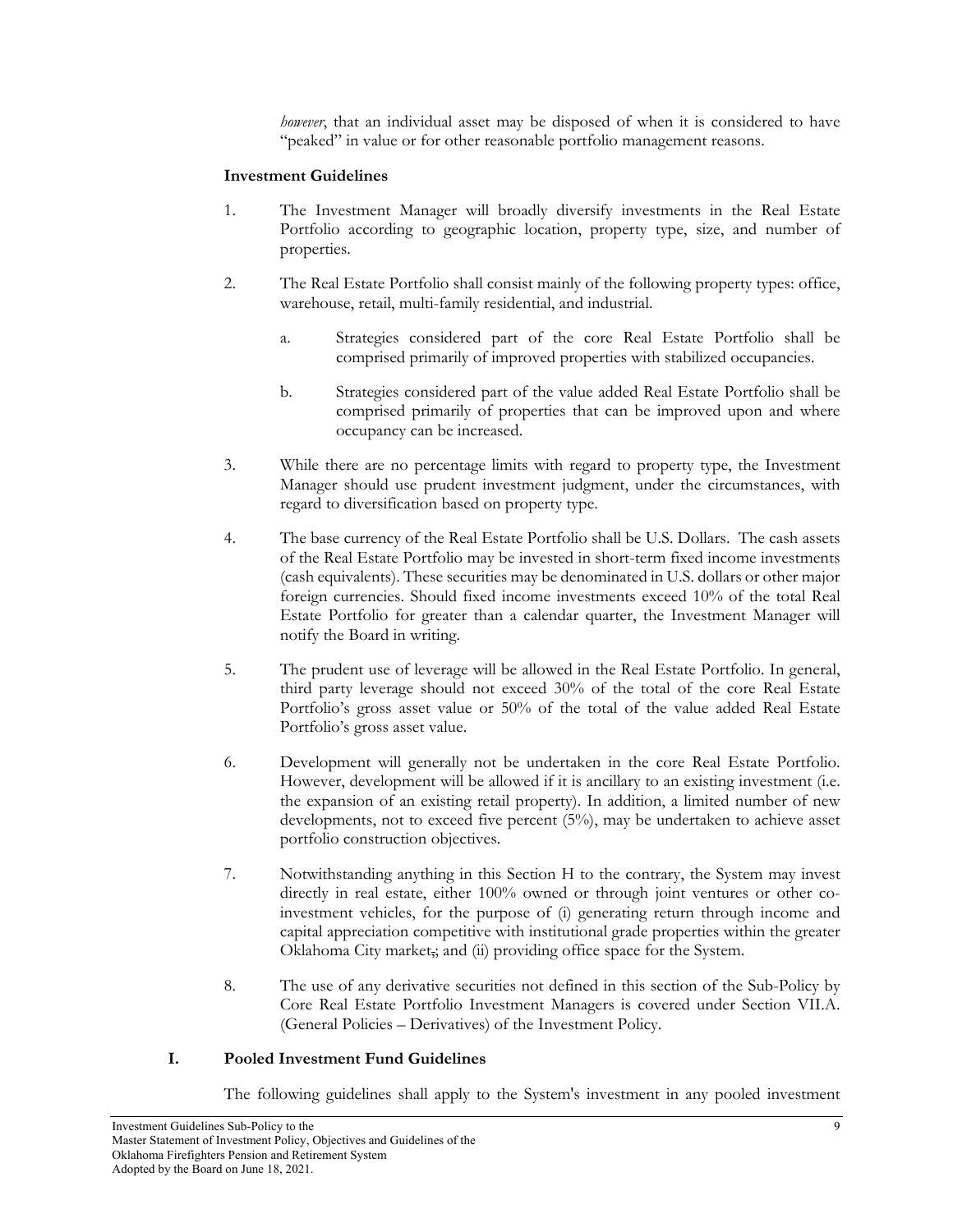*however*, that an individual asset may be disposed of when it is considered to have "peaked" in value or for other reasonable portfolio management reasons.

**Investment Guidelines**

1. The Investment Manager will broadly diversify investments in the Real Estate Portfolio according to geographic location, property type, size, and number of properties.

2. The Real Estate Portfolio shall consist mainly of the following property types: office, warehouse, retail, multi-family residential, and industrial.

   a. Strategies considered part of the core Real Estate Portfolio shall be comprised primarily of improved properties with stabilized occupancies.

   b. Strategies considered part of the value added Real Estate Portfolio shall be comprised primarily of properties that can be improved upon and where occupancy can be increased.

3. While there are no percentage limits with regard to property type, the Investment Manager should use prudent investment judgment, under the circumstances, with regard to diversification based on property type.

4. The base currency of the Real Estate Portfolio shall be U.S. Dollars. The cash assets of the Real Estate Portfolio may be invested in short-term fixed income investments (cash equivalents). These securities may be denominated in U.S. dollars or other major foreign currencies. Should fixed income investments exceed 10% of the total Real Estate Portfolio for greater than a calendar quarter, the Investment Manager will notify the Board in writing.

5. The prudent use of leverage will be allowed in the Real Estate Portfolio. In general, third party leverage should not exceed 30% of the total of the core Real Estate Portfolio's gross asset value or 50% of the total of the value added Real Estate Portfolio's gross asset value.

6. Development will generally not be undertaken in the core Real Estate Portfolio. However, development will be allowed if it is ancillary to an existing investment (i.e. the expansion of an existing retail property). In addition, a limited number of new developments, not to exceed five percent (5%), may be undertaken to achieve asset portfolio construction objectives.

7. Notwithstanding anything in this Section H to the contrary, the System may invest directly in real estate, either 100% owned or through joint ventures or other co-investment vehicles, for the purpose of (i) generating return through income and capital appreciation competitive with institutional grade properties within the greater Oklahoma City market,; and (ii) providing office space for the System.

8. The use of any derivative securities not defined in this section of the Sub-Policy by Core Real Estate Portfolio Investment Managers is covered under Section VII.A. (General Policies – Derivatives) of the Investment Policy.

## I. Pooled Investment Fund Guidelines

The following guidelines shall apply to the System's investment in any pooled investment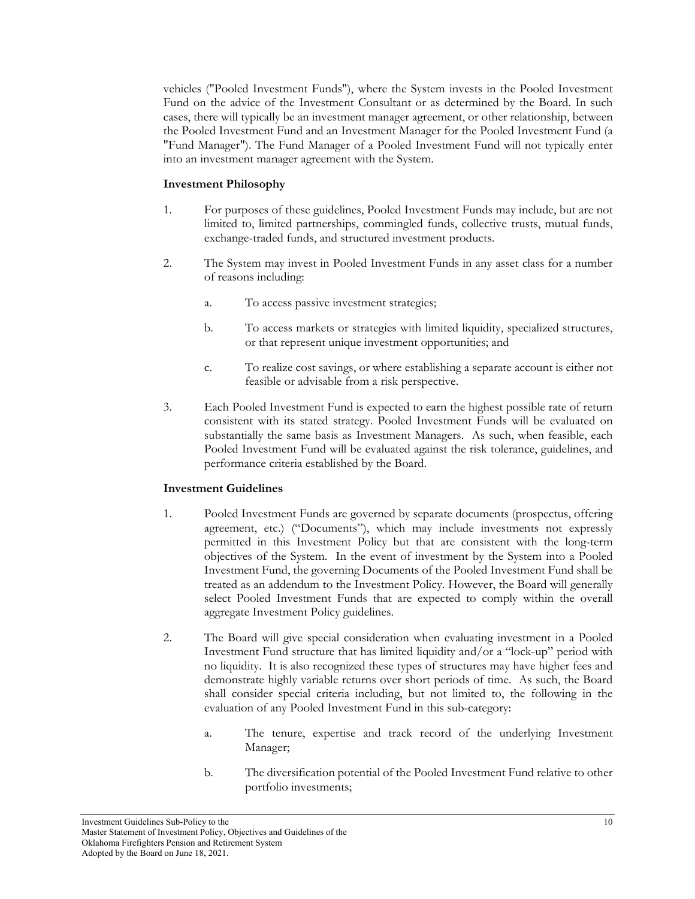vehicles ("Pooled Investment Funds"), where the System invests in the Pooled Investment Fund on the advice of the Investment Consultant or as determined by the Board. In such cases, there will typically be an investment manager agreement, or other relationship, between the Pooled Investment Fund and an Investment Manager for the Pooled Investment Fund (a "Fund Manager"). The Fund Manager of a Pooled Investment Fund will not typically enter into an investment manager agreement with the System.

**Investment Philosophy**

1. For purposes of these guidelines, Pooled Investment Funds may include, but are not limited to, limited partnerships, commingled funds, collective trusts, mutual funds, exchange-traded funds, and structured investment products.

2. The System may invest in Pooled Investment Funds in any asset class for a number of reasons including:

   a. To access passive investment strategies;

   b. To access markets or strategies with limited liquidity, specialized structures, or that represent unique investment opportunities; and

   c. To realize cost savings, or where establishing a separate account is either not feasible or advisable from a risk perspective.

3. Each Pooled Investment Fund is expected to earn the highest possible rate of return consistent with its stated strategy. Pooled Investment Funds will be evaluated on substantially the same basis as Investment Managers. As such, when feasible, each Pooled Investment Fund will be evaluated against the risk tolerance, guidelines, and performance criteria established by the Board.

**Investment Guidelines**

1. Pooled Investment Funds are governed by separate documents (prospectus, offering agreement, etc.) ("Documents"), which may include investments not expressly permitted in this Investment Policy but that are consistent with the long-term objectives of the System. In the event of investment by the System into a Pooled Investment Fund, the governing Documents of the Pooled Investment Fund shall be treated as an addendum to the Investment Policy. However, the Board will generally select Pooled Investment Funds that are expected to comply within the overall aggregate Investment Policy guidelines.

2. The Board will give special consideration when evaluating investment in a Pooled Investment Fund structure that has limited liquidity and/or a "lock-up" period with no liquidity. It is also recognized these types of structures may have higher fees and demonstrate highly variable returns over short periods of time. As such, the Board shall consider special criteria including, but not limited to, the following in the evaluation of any Pooled Investment Fund in this sub-category:

   a. The tenure, expertise and track record of the underlying Investment Manager;

   b. The diversification potential of the Pooled Investment Fund relative to other portfolio investments;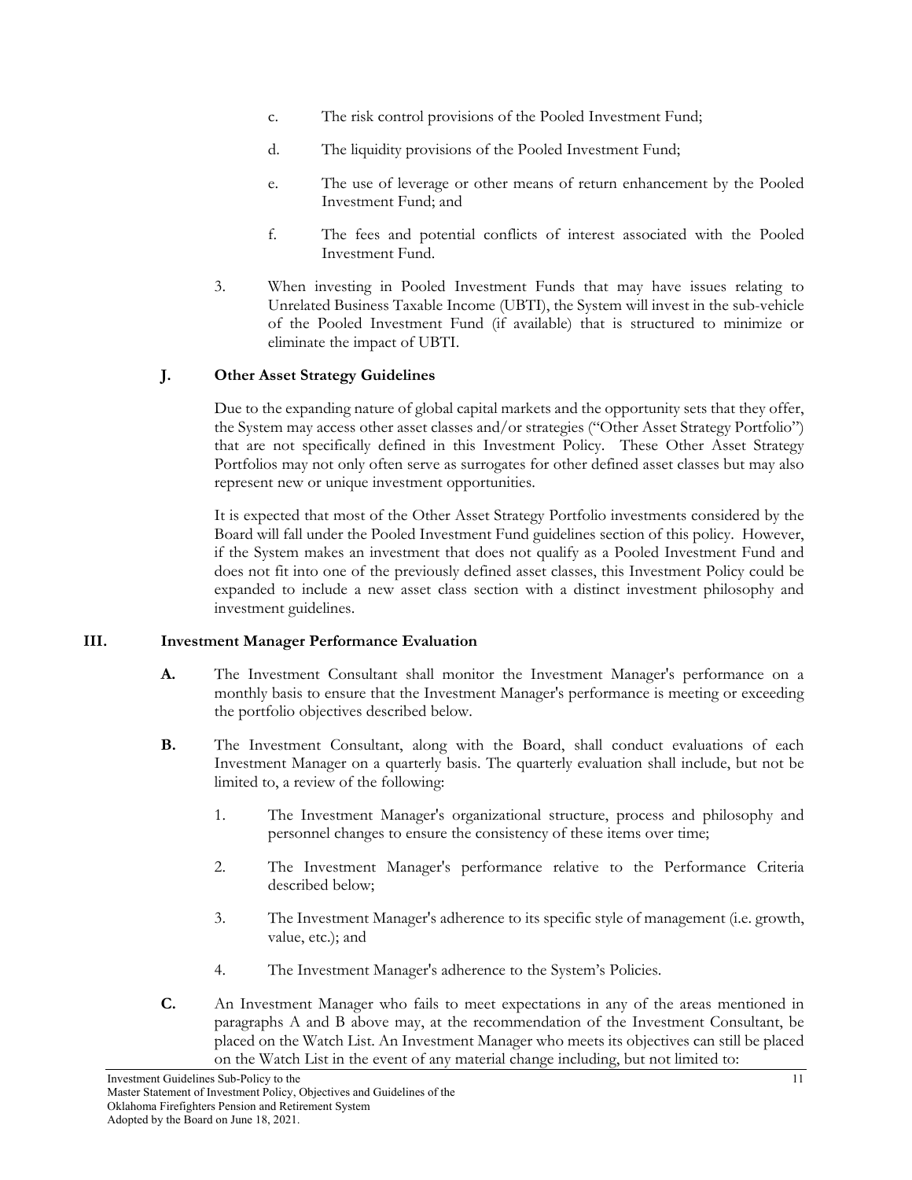c. The risk control provisions of the Pooled Investment Fund;

d. The liquidity provisions of the Pooled Investment Fund;

e. The use of leverage or other means of return enhancement by the Pooled Investment Fund; and

f. The fees and potential conflicts of interest associated with the Pooled Investment Fund.

3. When investing in Pooled Investment Funds that may have issues relating to Unrelated Business Taxable Income (UBTI), the System will invest in the sub-vehicle of the Pooled Investment Fund (if available) that is structured to minimize or eliminate the impact of UBTI.

### J. Other Asset Strategy Guidelines

Due to the expanding nature of global capital markets and the opportunity sets that they offer, the System may access other asset classes and/or strategies ("Other Asset Strategy Portfolio") that are not specifically defined in this Investment Policy. These Other Asset Strategy Portfolios may not only often serve as surrogates for other defined asset classes but may also represent new or unique investment opportunities.

It is expected that most of the Other Asset Strategy Portfolio investments considered by the Board will fall under the Pooled Investment Fund guidelines section of this policy. However, if the System makes an investment that does not qualify as a Pooled Investment Fund and does not fit into one of the previously defined asset classes, this Investment Policy could be expanded to include a new asset class section with a distinct investment philosophy and investment guidelines.

## III. Investment Manager Performance Evaluation

**A.** The Investment Consultant shall monitor the Investment Manager's performance on a monthly basis to ensure that the Investment Manager's performance is meeting or exceeding the portfolio objectives described below.

**B.** The Investment Consultant, along with the Board, shall conduct evaluations of each Investment Manager on a quarterly basis. The quarterly evaluation shall include, but not be limited to, a review of the following:

1. The Investment Manager's organizational structure, process and philosophy and personnel changes to ensure the consistency of these items over time;

2. The Investment Manager's performance relative to the Performance Criteria described below;

3. The Investment Manager's adherence to its specific style of management (i.e. growth, value, etc.); and

4. The Investment Manager's adherence to the System's Policies.

**C.** An Investment Manager who fails to meet expectations in any of the areas mentioned in paragraphs A and B above may, at the recommendation of the Investment Consultant, be placed on the Watch List. An Investment Manager who meets its objectives can still be placed on the Watch List in the event of any material change including, but not limited to: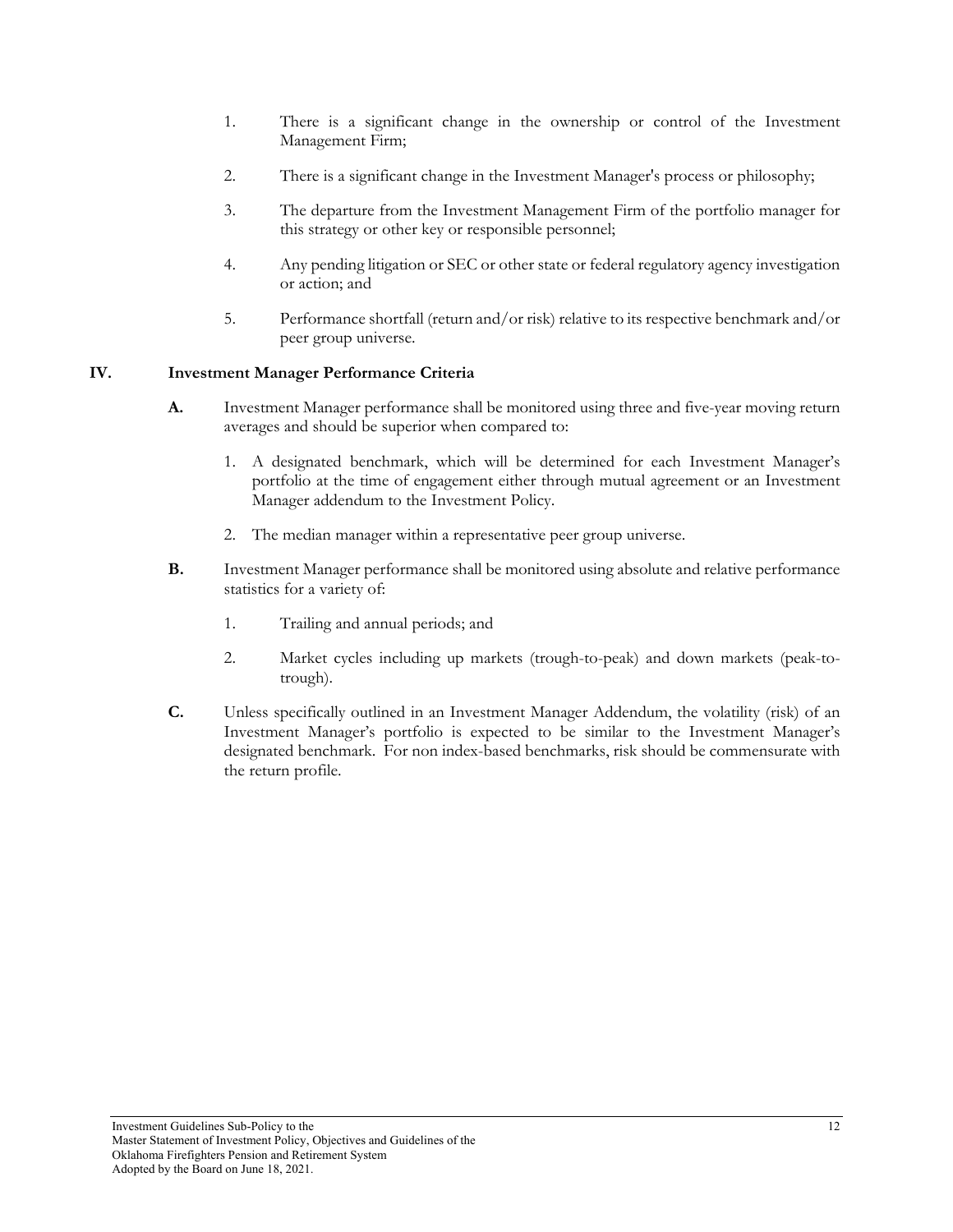1. There is a significant change in the ownership or control of the Investment Management Firm;

2. There is a significant change in the Investment Manager's process or philosophy;

3. The departure from the Investment Management Firm of the portfolio manager for this strategy or other key or responsible personnel;

4. Any pending litigation or SEC or other state or federal regulatory agency investigation or action; and

5. Performance shortfall (return and/or risk) relative to its respective benchmark and/or peer group universe.

## IV. Investment Manager Performance Criteria

**A.** Investment Manager performance shall be monitored using three and five-year moving return averages and should be superior when compared to:

1. A designated benchmark, which will be determined for each Investment Manager's portfolio at the time of engagement either through mutual agreement or an Investment Manager addendum to the Investment Policy.

2. The median manager within a representative peer group universe.

**B.** Investment Manager performance shall be monitored using absolute and relative performance statistics for a variety of:

1. Trailing and annual periods; and

2. Market cycles including up markets (trough-to-peak) and down markets (peak-to-trough).

**C.** Unless specifically outlined in an Investment Manager Addendum, the volatility (risk) of an Investment Manager's portfolio is expected to be similar to the Investment Manager's designated benchmark. For non index-based benchmarks, risk should be commensurate with the return profile.